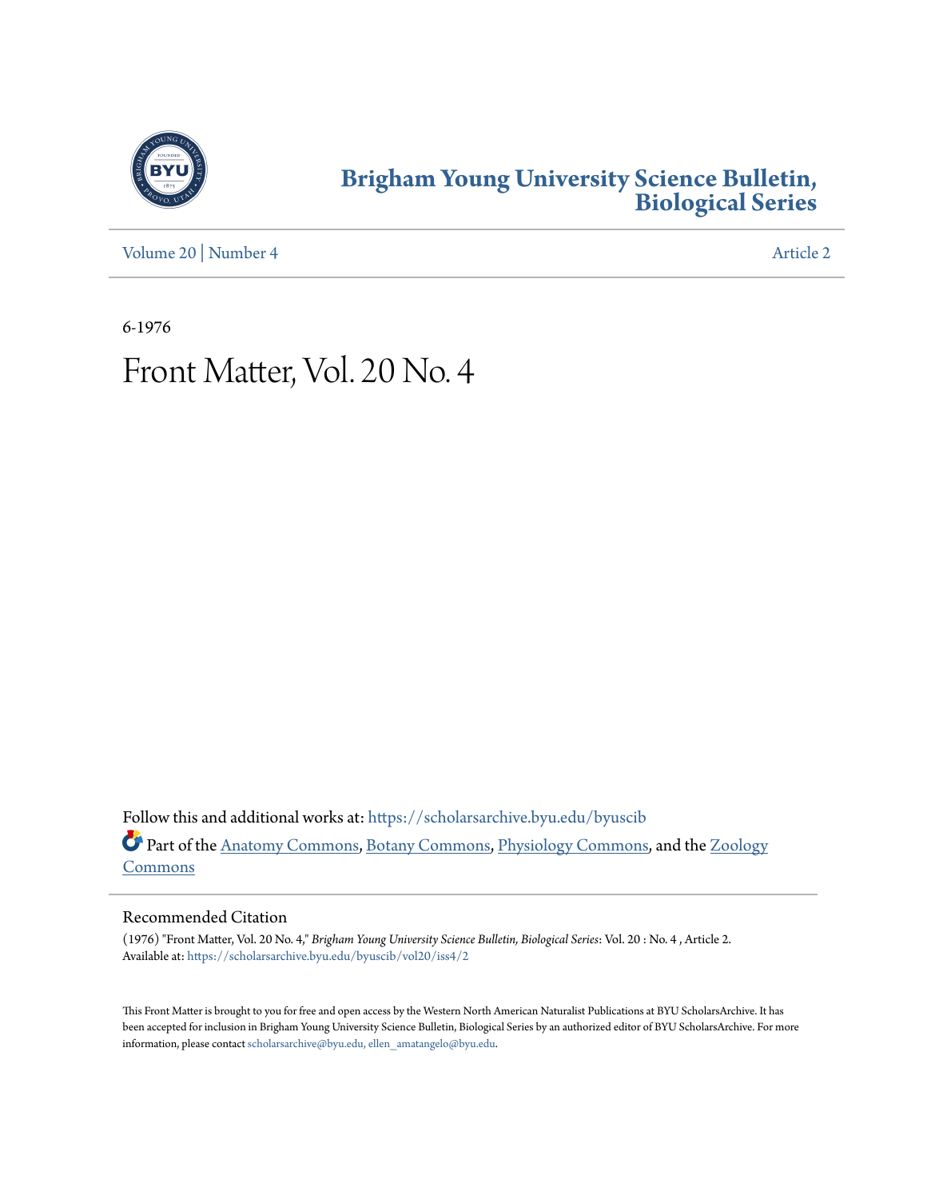# Brigham Young University Science Bulletin, Biological Series

Volume 20 | Number 4 Article 2

6-1976

# Front Matter, Vol. 20 No. 4

Follow this and additional works at: https://scholarsarchive.byu.edu/byuscib

Part of the Anatomy Commons, Botany Commons, Physiology Commons, and the Zoology Commons

## Recommended Citation

(1976) "Front Matter, Vol. 20 No. 4," *Brigham Young University Science Bulletin, Biological Series*: Vol. 20 : No. 4 , Article 2.
Available at: https://scholarsarchive.byu.edu/byuscib/vol20/iss4/2

This Front Matter is brought to you for free and open access by the Western North American Naturalist Publications at BYU ScholarsArchive. It has been accepted for inclusion in Brigham Young University Science Bulletin, Biological Series by an authorized editor of BYU ScholarsArchive. For more information, please contact scholarsarchive@byu.edu, ellen_amatangelo@byu.edu.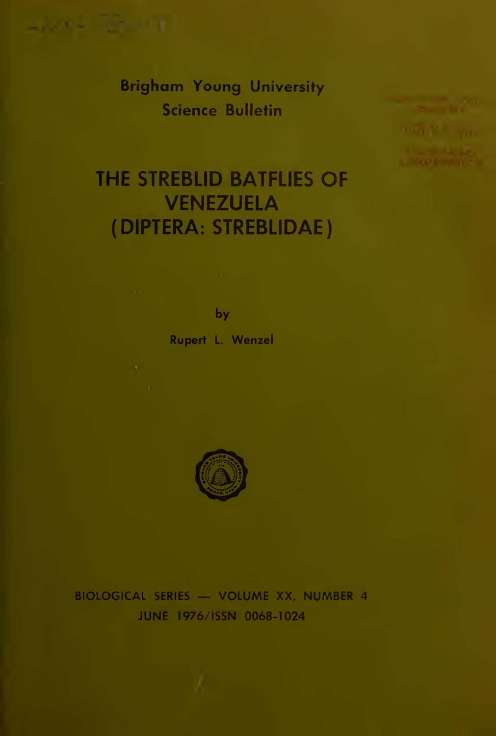Brigham Young University
Science Bulletin

# THE STREBLID BATFLIES OF VENEZUELA (DIPTERA: STREBLIDAE)

by

Rupert L. Wenzel

BIOLOGICAL SERIES — VOLUME XX, NUMBER 4
JUNE 1976/ISSN 0068-1024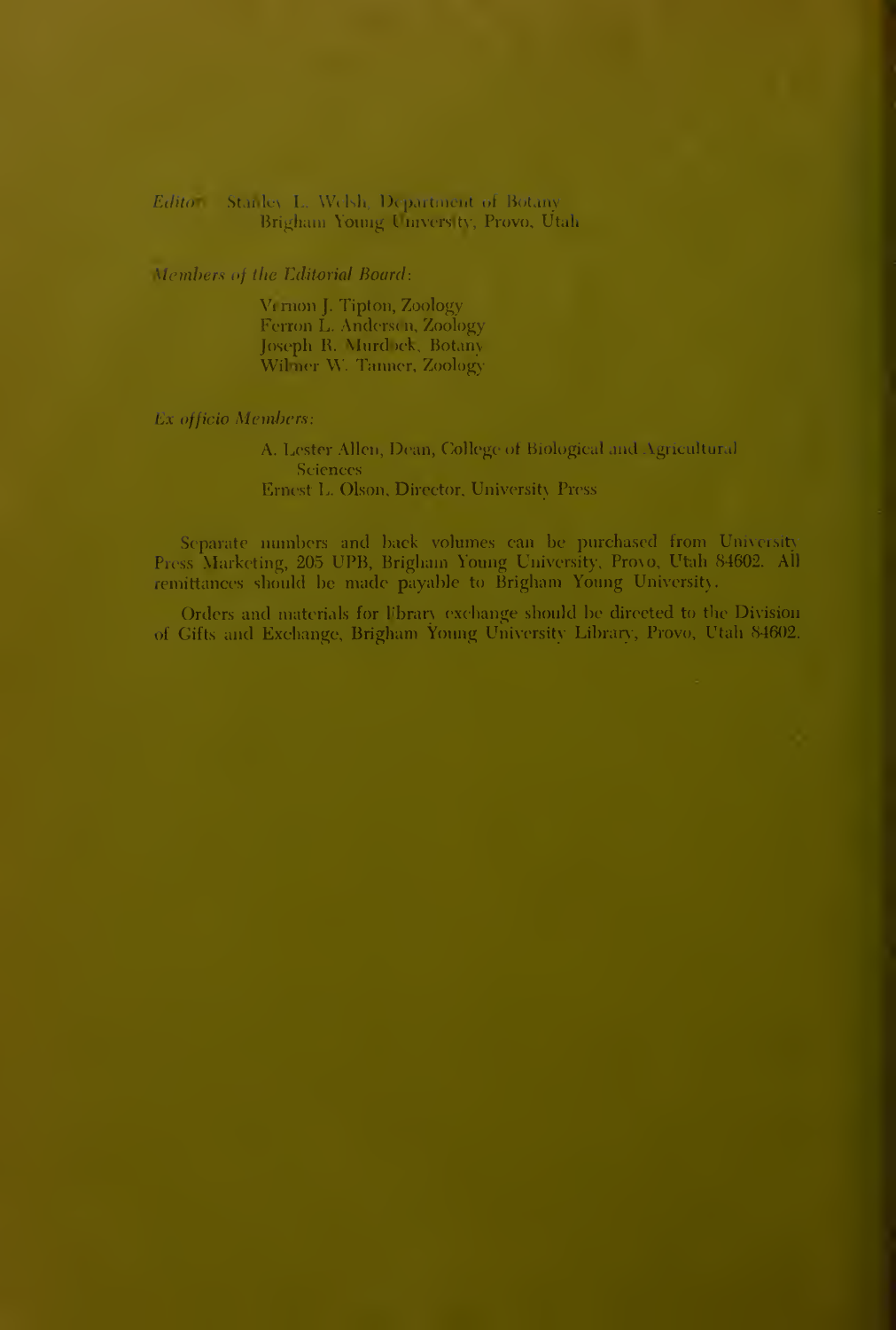*Editor:* Stanley L. Welsh, Department of Botany
Brigham Young University, Provo, Utah

*Members of the Editorial Board:*

Vernon J. Tipton, Zoology
Ferron L. Andersen, Zoology
Joseph R. Murdock, Botany
Wilmer W. Tanner, Zoology

*Ex officio Members:*

A. Lester Allen, Dean, College of Biological and Agricultural Sciences
Ernest L. Olson, Director, University Press

Separate numbers and back volumes can be purchased from University Press Marketing, 205 UPB, Brigham Young University, Provo, Utah 84602. All remittances should be made payable to Brigham Young University.

Orders and materials for library exchange should be directed to the Division of Gifts and Exchange, Brigham Young University Library, Provo, Utah 84602.